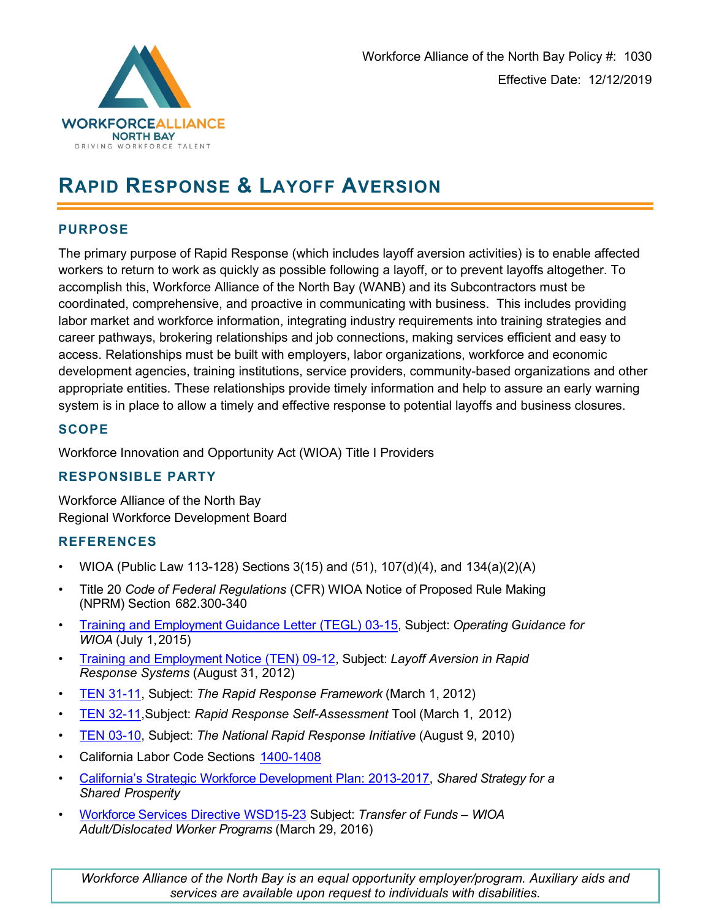Workforce Alliance of the North Bay Policy #: 1030

Effective Date: 12/12/2019

# Rapid Response & Layoff Aversion

## PURPOSE

The primary purpose of Rapid Response (which includes layoff aversion activities) is to enable affected workers to return to work as quickly as possible following a layoff, or to prevent layoffs altogether. To accomplish this, Workforce Alliance of the North Bay (WANB) and its Subcontractors must be coordinated, comprehensive, and proactive in communicating with business. This includes providing labor market and workforce information, integrating industry requirements into training strategies and career pathways, brokering relationships and job connections, making services efficient and easy to access. Relationships must be built with employers, labor organizations, workforce and economic development agencies, training institutions, service providers, community-based organizations and other appropriate entities. These relationships provide timely information and help to assure an early warning system is in place to allow a timely and effective response to potential layoffs and business closures.

## SCOPE

Workforce Innovation and Opportunity Act (WIOA) Title I Providers

## RESPONSIBLE PARTY

Workforce Alliance of the North Bay
Regional Workforce Development Board

## REFERENCES

- WIOA (Public Law 113-128) Sections 3(15) and (51), 107(d)(4), and 134(a)(2)(A)
- Title 20 *Code of Federal Regulations* (CFR) WIOA Notice of Proposed Rule Making (NPRM) Section 682.300-340
- Training and Employment Guidance Letter (TEGL) 03-15, Subject: *Operating Guidance for WIOA* (July 1, 2015)
- Training and Employment Notice (TEN) 09-12, Subject: *Layoff Aversion in Rapid Response Systems* (August 31, 2012)
- TEN 31-11, Subject: *The Rapid Response Framework* (March 1, 2012)
- TEN 32-11, Subject: *Rapid Response Self-Assessment* Tool (March 1, 2012)
- TEN 03-10, Subject: *The National Rapid Response Initiative* (August 9, 2010)
- California Labor Code Sections 1400-1408
- California's Strategic Workforce Development Plan: 2013-2017, *Shared Strategy for a Shared Prosperity*
- Workforce Services Directive WSD15-23 Subject: *Transfer of Funds – WIOA Adult/Dislocated Worker Programs* (March 29, 2016)

*Workforce Alliance of the North Bay is an equal opportunity employer/program. Auxiliary aids and services are available upon request to individuals with disabilities.*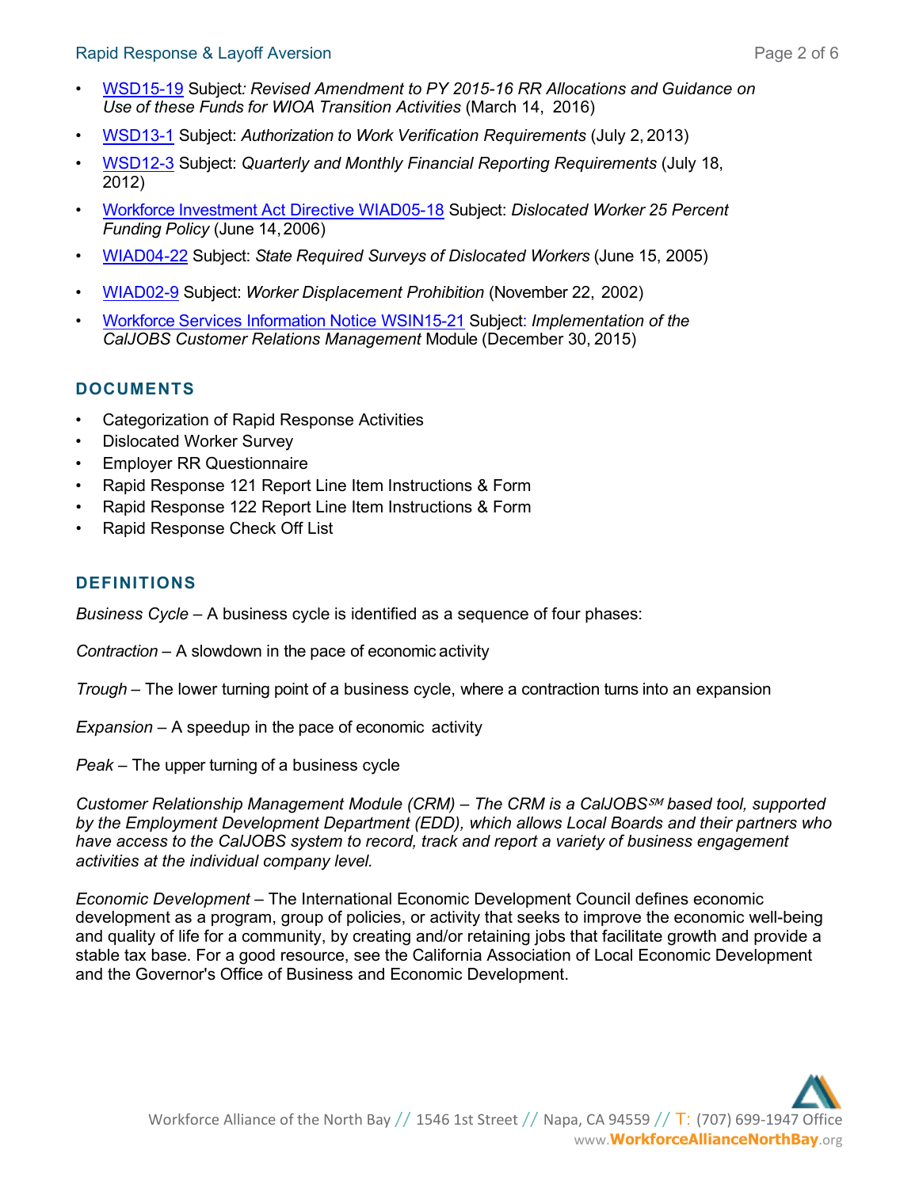- WSD15-19 Subject*: Revised Amendment to PY 2015-16 RR Allocations and Guidance on Use of these Funds for WIOA Transition Activities* (March 14, 2016)
- WSD13-1 Subject: *Authorization to Work Verification Requirements* (July 2, 2013)
- WSD12-3 Subject: *Quarterly and Monthly Financial Reporting Requirements* (July 18, 2012)
- Workforce Investment Act Directive WIAD05-18 Subject: *Dislocated Worker 25 Percent Funding Policy* (June 14, 2006)
- WIAD04-22 Subject: *State Required Surveys of Dislocated Workers* (June 15, 2005)
- WIAD02-9 Subject: *Worker Displacement Prohibition* (November 22, 2002)
- Workforce Services Information Notice WSIN15-21 Subject: *Implementation of the CalJOBS Customer Relations Management* Module (December 30, 2015)

## DOCUMENTS

- Categorization of Rapid Response Activities
- Dislocated Worker Survey
- Employer RR Questionnaire
- Rapid Response 121 Report Line Item Instructions & Form
- Rapid Response 122 Report Line Item Instructions & Form
- Rapid Response Check Off List

## DEFINITIONS

*Business Cycle* – A business cycle is identified as a sequence of four phases:

*Contraction* – A slowdown in the pace of economic activity

*Trough* – The lower turning point of a business cycle, where a contraction turns into an expansion

*Expansion* – A speedup in the pace of economic activity

*Peak* – The upper turning of a business cycle

*Customer Relationship Management Module (CRM) – The CRM is a CalJOBS℠ based tool, supported by the Employment Development Department (EDD), which allows Local Boards and their partners who have access to the CalJOBS system to record, track and report a variety of business engagement activities at the individual company level.*

*Economic Development* – The International Economic Development Council defines economic development as a program, group of policies, or activity that seeks to improve the economic well-being and quality of life for a community, by creating and/or retaining jobs that facilitate growth and provide a stable tax base. For a good resource, see the California Association of Local Economic Development and the Governor's Office of Business and Economic Development.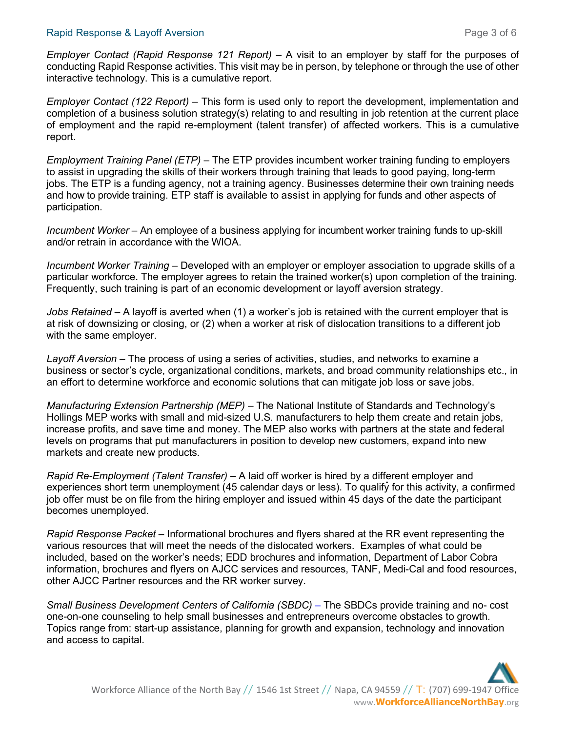*Employer Contact (Rapid Response 121 Report)* – A visit to an employer by staff for the purposes of conducting Rapid Response activities. This visit may be in person, by telephone or through the use of other interactive technology. This is a cumulative report.

*Employer Contact (122 Report)* – This form is used only to report the development, implementation and completion of a business solution strategy(s) relating to and resulting in job retention at the current place of employment and the rapid re-employment (talent transfer) of affected workers. This is a cumulative report.

*Employment Training Panel (ETP)* – The ETP provides incumbent worker training funding to employers to assist in upgrading the skills of their workers through training that leads to good paying, long-term jobs. The ETP is a funding agency, not a training agency. Businesses determine their own training needs and how to provide training. ETP staff is available to assist in applying for funds and other aspects of participation.

*Incumbent Worker* – An employee of a business applying for incumbent worker training funds to up-skill and/or retrain in accordance with the WIOA.

*Incumbent Worker Training* – Developed with an employer or employer association to upgrade skills of a particular workforce. The employer agrees to retain the trained worker(s) upon completion of the training. Frequently, such training is part of an economic development or layoff aversion strategy.

*Jobs Retained* – A layoff is averted when (1) a worker's job is retained with the current employer that is at risk of downsizing or closing, or (2) when a worker at risk of dislocation transitions to a different job with the same employer.

*Layoff Aversion* – The process of using a series of activities, studies, and networks to examine a business or sector's cycle, organizational conditions, markets, and broad community relationships etc., in an effort to determine workforce and economic solutions that can mitigate job loss or save jobs.

*Manufacturing Extension Partnership (MEP)* – The National Institute of Standards and Technology's Hollings MEP works with small and mid-sized U.S. manufacturers to help them create and retain jobs, increase profits, and save time and money. The MEP also works with partners at the state and federal levels on programs that put manufacturers in position to develop new customers, expand into new markets and create new products.

*Rapid Re-Employment (Talent Transfer)* – A laid off worker is hired by a different employer and experiences short term unemployment (45 calendar days or less). To qualify for this activity, a confirmed job offer must be on file from the hiring employer and issued within 45 days of the date the participant becomes unemployed.

*Rapid Response Packet* – Informational brochures and flyers shared at the RR event representing the various resources that will meet the needs of the dislocated workers. Examples of what could be included, based on the worker's needs; EDD brochures and information, Department of Labor Cobra information, brochures and flyers on AJCC services and resources, TANF, Medi-Cal and food resources, other AJCC Partner resources and the RR worker survey.

*Small Business Development Centers of California (SBDC)* – The SBDCs provide training and no- cost one-on-one counseling to help small businesses and entrepreneurs overcome obstacles to growth. Topics range from: start-up assistance, planning for growth and expansion, technology and innovation and access to capital.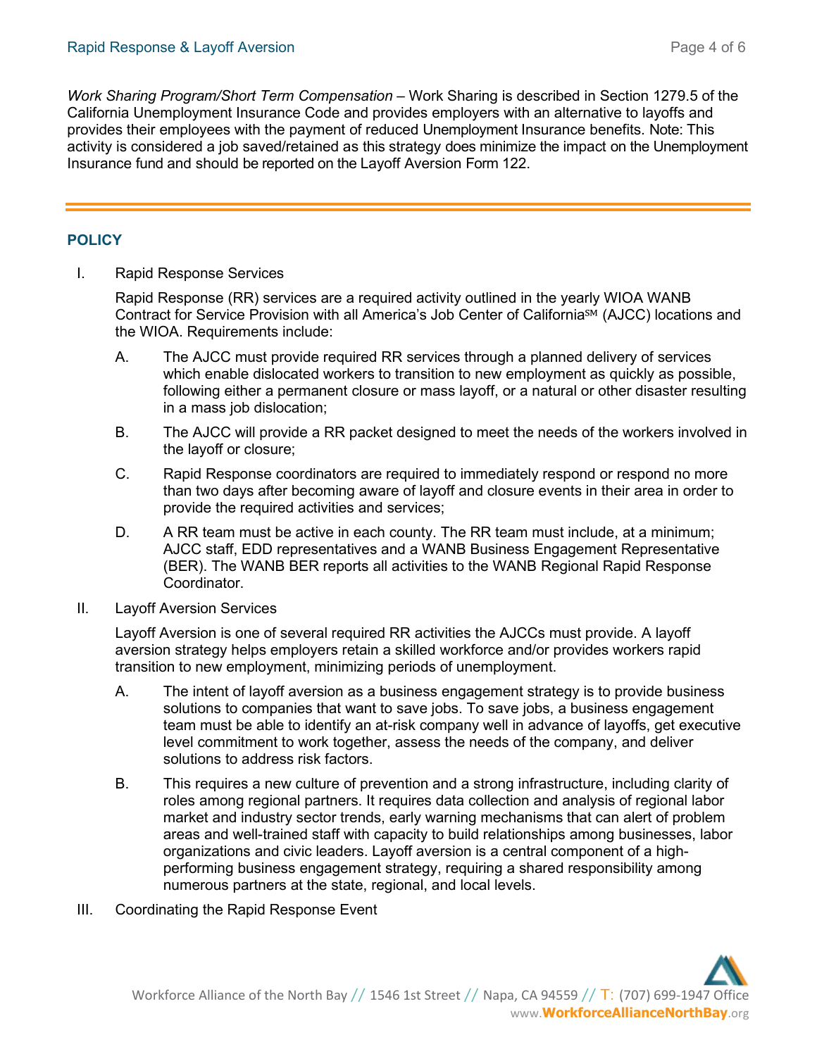*Work Sharing Program/Short Term Compensation* – Work Sharing is described in Section 1279.5 of the California Unemployment Insurance Code and provides employers with an alternative to layoffs and provides their employees with the payment of reduced Unemployment Insurance benefits. Note: This activity is considered a job saved/retained as this strategy does minimize the impact on the Unemployment Insurance fund and should be reported on the Layoff Aversion Form 122.

---

## POLICY

I. Rapid Response Services

Rapid Response (RR) services are a required activity outlined in the yearly WIOA WANB Contract for Service Provision with all America's Job Center of California℠ (AJCC) locations and the WIOA. Requirements include:

A. The AJCC must provide required RR services through a planned delivery of services which enable dislocated workers to transition to new employment as quickly as possible, following either a permanent closure or mass layoff, or a natural or other disaster resulting in a mass job dislocation;

B. The AJCC will provide a RR packet designed to meet the needs of the workers involved in the layoff or closure;

C. Rapid Response coordinators are required to immediately respond or respond no more than two days after becoming aware of layoff and closure events in their area in order to provide the required activities and services;

D. A RR team must be active in each county. The RR team must include, at a minimum; AJCC staff, EDD representatives and a WANB Business Engagement Representative (BER). The WANB BER reports all activities to the WANB Regional Rapid Response Coordinator.

II. Layoff Aversion Services

Layoff Aversion is one of several required RR activities the AJCCs must provide. A layoff aversion strategy helps employers retain a skilled workforce and/or provides workers rapid transition to new employment, minimizing periods of unemployment.

A. The intent of layoff aversion as a business engagement strategy is to provide business solutions to companies that want to save jobs. To save jobs, a business engagement team must be able to identify an at-risk company well in advance of layoffs, get executive level commitment to work together, assess the needs of the company, and deliver solutions to address risk factors.

B. This requires a new culture of prevention and a strong infrastructure, including clarity of roles among regional partners. It requires data collection and analysis of regional labor market and industry sector trends, early warning mechanisms that can alert of problem areas and well-trained staff with capacity to build relationships among businesses, labor organizations and civic leaders. Layoff aversion is a central component of a high-performing business engagement strategy, requiring a shared responsibility among numerous partners at the state, regional, and local levels.

III. Coordinating the Rapid Response Event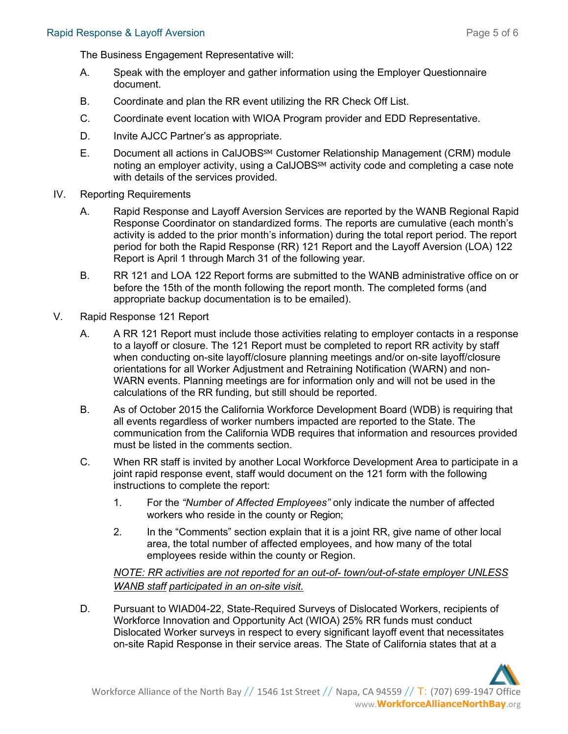The Business Engagement Representative will:

A. Speak with the employer and gather information using the Employer Questionnaire document.

B. Coordinate and plan the RR event utilizing the RR Check Off List.

C. Coordinate event location with WIOA Program provider and EDD Representative.

D. Invite AJCC Partner's as appropriate.

E. Document all actions in CalJOBS℠ Customer Relationship Management (CRM) module noting an employer activity, using a CalJOBS℠ activity code and completing a case note with details of the services provided.

IV. Reporting Requirements

A. Rapid Response and Layoff Aversion Services are reported by the WANB Regional Rapid Response Coordinator on standardized forms. The reports are cumulative (each month's activity is added to the prior month's information) during the total report period. The report period for both the Rapid Response (RR) 121 Report and the Layoff Aversion (LOA) 122 Report is April 1 through March 31 of the following year.

B. RR 121 and LOA 122 Report forms are submitted to the WANB administrative office on or before the 15th of the month following the report month. The completed forms (and appropriate backup documentation is to be emailed).

V. Rapid Response 121 Report

A. A RR 121 Report must include those activities relating to employer contacts in a response to a layoff or closure. The 121 Report must be completed to report RR activity by staff when conducting on-site layoff/closure planning meetings and/or on-site layoff/closure orientations for all Worker Adjustment and Retraining Notification (WARN) and non-WARN events. Planning meetings are for information only and will not be used in the calculations of the RR funding, but still should be reported.

B. As of October 2015 the California Workforce Development Board (WDB) is requiring that all events regardless of worker numbers impacted are reported to the State. The communication from the California WDB requires that information and resources provided must be listed in the comments section.

C. When RR staff is invited by another Local Workforce Development Area to participate in a joint rapid response event, staff would document on the 121 form with the following instructions to complete the report:

1. For the *"Number of Affected Employees"* only indicate the number of affected workers who reside in the county or Region;

2. In the "Comments" section explain that it is a joint RR, give name of other local area, the total number of affected employees, and how many of the total employees reside within the county or Region.

*NOTE: RR activities are not reported for an out-of- town/out-of-state employer UNLESS WANB staff participated in an on-site visit.*

D. Pursuant to WIAD04-22, State-Required Surveys of Dislocated Workers, recipients of Workforce Innovation and Opportunity Act (WIOA) 25% RR funds must conduct Dislocated Worker surveys in respect to every significant layoff event that necessitates on-site Rapid Response in their service areas. The State of California states that at a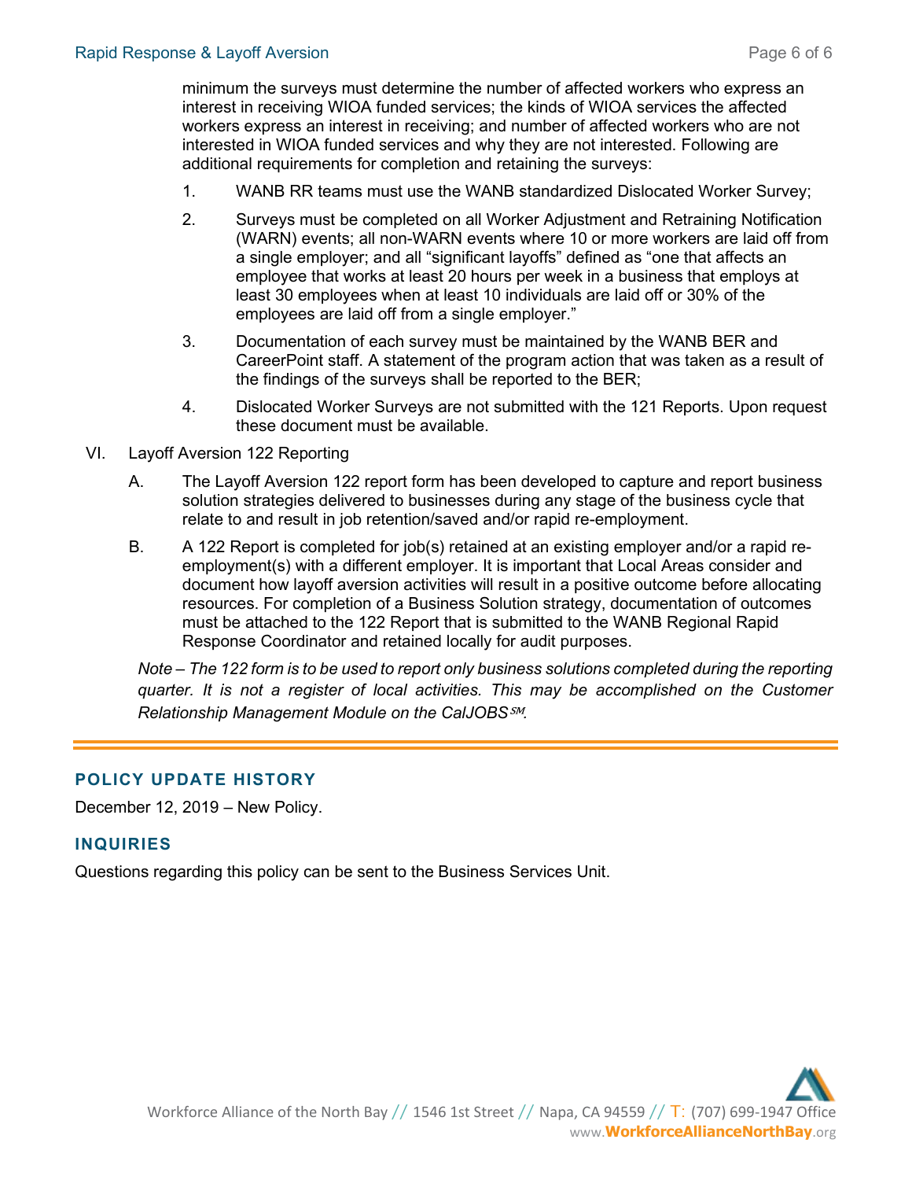minimum the surveys must determine the number of affected workers who express an interest in receiving WIOA funded services; the kinds of WIOA services the affected workers express an interest in receiving; and number of affected workers who are not interested in WIOA funded services and why they are not interested. Following are additional requirements for completion and retaining the surveys:

1. WANB RR teams must use the WANB standardized Dislocated Worker Survey;
2. Surveys must be completed on all Worker Adjustment and Retraining Notification (WARN) events; all non-WARN events where 10 or more workers are laid off from a single employer; and all "significant layoffs" defined as "one that affects an employee that works at least 20 hours per week in a business that employs at least 30 employees when at least 10 individuals are laid off or 30% of the employees are laid off from a single employer."
3. Documentation of each survey must be maintained by the WANB BER and CareerPoint staff. A statement of the program action that was taken as a result of the findings of the surveys shall be reported to the BER;
4. Dislocated Worker Surveys are not submitted with the 121 Reports. Upon request these document must be available.

VI. Layoff Aversion 122 Reporting

A. The Layoff Aversion 122 report form has been developed to capture and report business solution strategies delivered to businesses during any stage of the business cycle that relate to and result in job retention/saved and/or rapid re-employment.

B. A 122 Report is completed for job(s) retained at an existing employer and/or a rapid re-employment(s) with a different employer. It is important that Local Areas consider and document how layoff aversion activities will result in a positive outcome before allocating resources. For completion of a Business Solution strategy, documentation of outcomes must be attached to the 122 Report that is submitted to the WANB Regional Rapid Response Coordinator and retained locally for audit purposes.

*Note – The 122 form is to be used to report only business solutions completed during the reporting quarter. It is not a register of local activities. This may be accomplished on the Customer Relationship Management Module on the CalJOBS℠.*

---

## POLICY UPDATE HISTORY

December 12, 2019 – New Policy.

## INQUIRIES

Questions regarding this policy can be sent to the Business Services Unit.